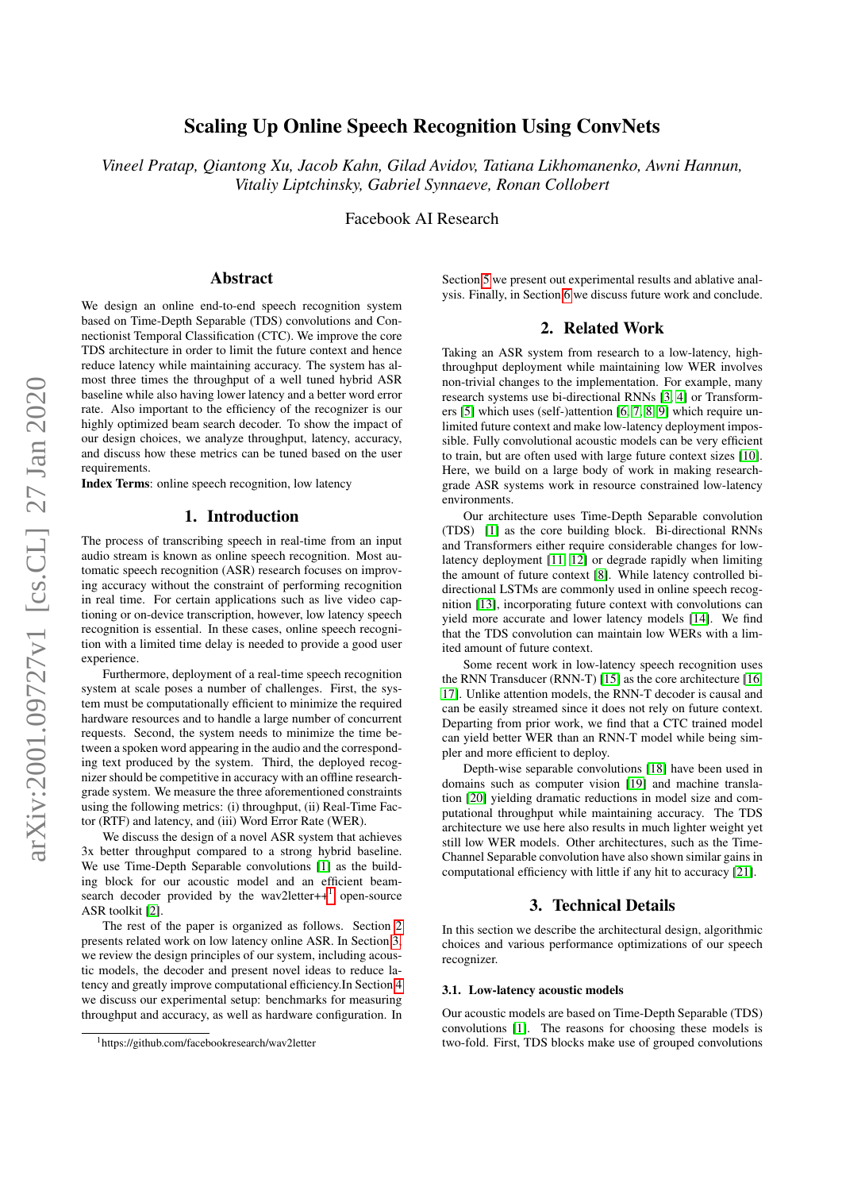# Scaling Up Online Speech Recognition Using ConvNets

*Vineel Pratap, Qiantong Xu, Jacob Kahn, Gilad Avidov, Tatiana Likhomanenko, Awni Hannun, Vitaliy Liptchinsky, Gabriel Synnaeve, Ronan Collobert*

Facebook AI Research

## Abstract

We design an online end-to-end speech recognition system based on Time-Depth Separable (TDS) convolutions and Connectionist Temporal Classification (CTC). We improve the core TDS architecture in order to limit the future context and hence reduce latency while maintaining accuracy. The system has almost three times the throughput of a well tuned hybrid ASR baseline while also having lower latency and a better word error rate. Also important to the efficiency of the recognizer is our highly optimized beam search decoder. To show the impact of our design choices, we analyze throughput, latency, accuracy, and discuss how these metrics can be tuned based on the user requirements.

**Index Terms**: online speech recognition, low latency

## 1. Introduction

The process of transcribing speech in real-time from an input audio stream is known as online speech recognition. Most automatic speech recognition (ASR) research focuses on improving accuracy without the constraint of performing recognition in real time. For certain applications such as live video captioning or on-device transcription, however, low latency speech recognition is essential. In these cases, online speech recognition with a limited time delay is needed to provide a good user experience.

Furthermore, deployment of a real-time speech recognition system at scale poses a number of challenges. First, the system must be computationally efficient to minimize the required hardware resources and to handle a large number of concurrent requests. Second, the system needs to minimize the time between a spoken word appearing in the audio and the corresponding text produced by the system. Third, the deployed recognizer should be competitive in accuracy with an offline research-grade system. We measure the three aforementioned constraints using the following metrics: (i) throughput, (ii) Real-Time Factor (RTF) and latency, and (iii) Word Error Rate (WER).

We discuss the design of a novel ASR system that achieves 3x better throughput compared to a strong hybrid baseline. We use Time-Depth Separable convolutions [1] as the building block for our acoustic model and an efficient beam-search decoder provided by the wav2letter++[1] open-source ASR toolkit [2].

The rest of the paper is organized as follows. Section 2 presents related work on low latency online ASR. In Section 3, we review the design principles of our system, including acoustic models, the decoder and present novel ideas to reduce latency and greatly improve computational efficiency.In Section 4 we discuss our experimental setup: benchmarks for measuring throughput and accuracy, as well as hardware configuration. In Section 5 we present out experimental results and ablative analysis. Finally, in Section 6 we discuss future work and conclude.

[1]https://github.com/facebookresearch/wav2letter

## 2. Related Work

Taking an ASR system from research to a low-latency, high-throughput deployment while maintaining low WER involves non-trivial changes to the implementation. For example, many research systems use bi-directional RNNs [3, 4] or Transformers [5] which uses (self-)attention [6, 7, 8, 9] which require unlimited future context and make low-latency deployment impossible. Fully convolutional acoustic models can be very efficient to train, but are often used with large future context sizes [10]. Here, we build on a large body of work in making research-grade ASR systems work in resource constrained low-latency environments.

Our architecture uses Time-Depth Separable convolution (TDS) [1] as the core building block. Bi-directional RNNs and Transformers either require considerable changes for low-latency deployment [11, 12] or degrade rapidly when limiting the amount of future context [8]. While latency controlled bi-directional LSTMs are commonly used in online speech recognition [13], incorporating future context with convolutions can yield more accurate and lower latency models [14]. We find that the TDS convolution can maintain low WERs with a limited amount of future context.

Some recent work in low-latency speech recognition uses the RNN Transducer (RNN-T) [15] as the core architecture [16, 17]. Unlike attention models, the RNN-T decoder is causal and can be easily streamed since it does not rely on future context. Departing from prior work, we find that a CTC trained model can yield better WER than an RNN-T model while being simpler and more efficient to deploy.

Depth-wise separable convolutions [18] have been used in domains such as computer vision [19] and machine translation [20] yielding dramatic reductions in model size and computational throughput while maintaining accuracy. The TDS architecture we use here also results in much lighter weight yet still low WER models. Other architectures, such as the Time-Channel Separable convolution have also shown similar gains in computational efficiency with little if any hit to accuracy [21].

## 3. Technical Details

In this section we describe the architectural design, algorithmic choices and various performance optimizations of our speech recognizer.

### 3.1. Low-latency acoustic models

Our acoustic models are based on Time-Depth Separable (TDS) convolutions [1]. The reasons for choosing these models is two-fold. First, TDS blocks make use of grouped convolutions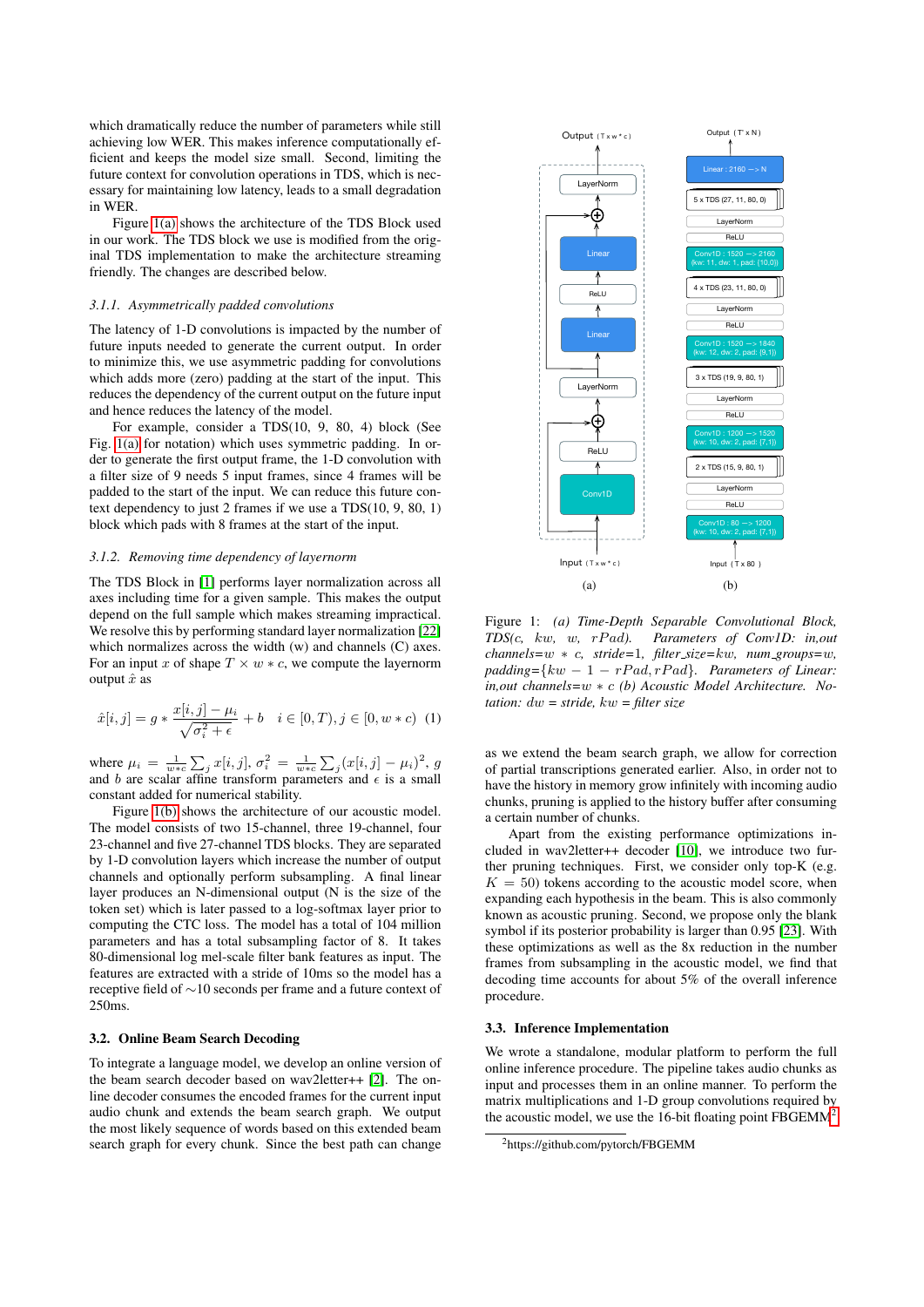which dramatically reduce the number of parameters while still achieving low WER. This makes inference computationally efficient and keeps the model size small. Second, limiting the future context for convolution operations in TDS, which is necessary for maintaining low latency, leads to a small degradation in WER.

Figure 1(a) shows the architecture of the TDS Block used in our work. The TDS block we use is modified from the original TDS implementation to make the architecture streaming friendly. The changes are described below.

#### 3.1.1. Asymmetrically padded convolutions

The latency of 1-D convolutions is impacted by the number of future inputs needed to generate the current output. In order to minimize this, we use asymmetric padding for convolutions which adds more (zero) padding at the start of the input. This reduces the dependency of the current output on the future input and hence reduces the latency of the model.

For example, consider a TDS(10, 9, 80, 4) block (See Fig. 1(a) for notation) which uses symmetric padding. In order to generate the first output frame, the 1-D convolution with a filter size of 9 needs 5 input frames, since 4 frames will be padded to the start of the input. We can reduce this future context dependency to just 2 frames if we use a TDS(10, 9, 80, 1) block which pads with 8 frames at the start of the input.

#### 3.1.2. Removing time dependency of layernorm

The TDS Block in [1] performs layer normalization across all axes including time for a given sample. This makes the output depend on the full sample which makes streaming impractical. We resolve this by performing standard layer normalization [22] which normalizes across the width (w) and channels (C) axes. For an input $x$ of shape $T \times w * c$, we compute the layernorm output $\hat{x}$ as

$$\hat{x}[i,j] = g * \frac{x[i,j] - \mu_i}{\sqrt{\sigma_i^2 + \epsilon}} + b \quad i \in [0,T), j \in [0, w*c) \quad (1)$$

where $\mu_i = \frac{1}{w*c}\sum_j x[i,j]$, $\sigma_i^2 = \frac{1}{w*c}\sum_j (x[i,j] - \mu_i)^2$, $g$ and $b$ are scalar affine transform parameters and $\epsilon$ is a small constant added for numerical stability.

Figure 1(b) shows the architecture of our acoustic model. The model consists of two 15-channel, three 19-channel, four 23-channel and five 27-channel TDS blocks. They are separated by 1-D convolution layers which increase the number of output channels and optionally perform subsampling. A final linear layer produces an N-dimensional output (N is the size of the token set) which is later passed to a log-softmax layer prior to computing the CTC loss. The model has a total of 104 million parameters and has a total subsampling factor of 8. It takes 80-dimensional log mel-scale filter bank features as input. The features are extracted with a stride of 10ms so the model has a receptive field of $\sim$10 seconds per frame and a future context of 250ms.

### 3.2. Online Beam Search Decoding

To integrate a language model, we develop an online version of the beam search decoder based on wav2letter++ [2]. The online decoder consumes the encoded frames for the current input audio chunk and extends the beam search graph. We output the most likely sequence of words based on this extended beam search graph for every chunk. Since the best path can change

Figure 1: *(a) Time-Depth Separable Convolutional Block, TDS(c, kw, w, rPad). Parameters of Conv1D: in,out channels=w $*$ c, stride=1, filter_size=kw, num_groups=w, padding=$\{kw - 1 - rPad, rPad\}$. Parameters of Linear: in,out channels=w $*$ c (b) Acoustic Model Architecture. Notation: dw = stride, kw = filter size*

as we extend the beam search graph, we allow for correction of partial transcriptions generated earlier. Also, in order not to have the history in memory grow infinitely with incoming audio chunks, pruning is applied to the history buffer after consuming a certain number of chunks.

Apart from the existing performance optimizations included in wav2letter++ decoder [10], we introduce two further pruning techniques. First, we consider only top-K (e.g. $K = 50$) tokens according to the acoustic model score, when expanding each hypothesis in the beam. This is also commonly known as acoustic pruning. Second, we propose only the blank symbol if its posterior probability is larger than 0.95 [23]. With these optimizations as well as the 8x reduction in the number frames from subsampling in the acoustic model, we find that decoding time accounts for about 5% of the overall inference procedure.

### 3.3. Inference Implementation

We wrote a standalone, modular platform to perform the full online inference procedure. The pipeline takes audio chunks as input and processes them in an online manner. To perform the matrix multiplications and 1-D group convolutions required by the acoustic model, we use the 16-bit floating point FBGEMM[2]

[2] https://github.com/pytorch/FBGEMM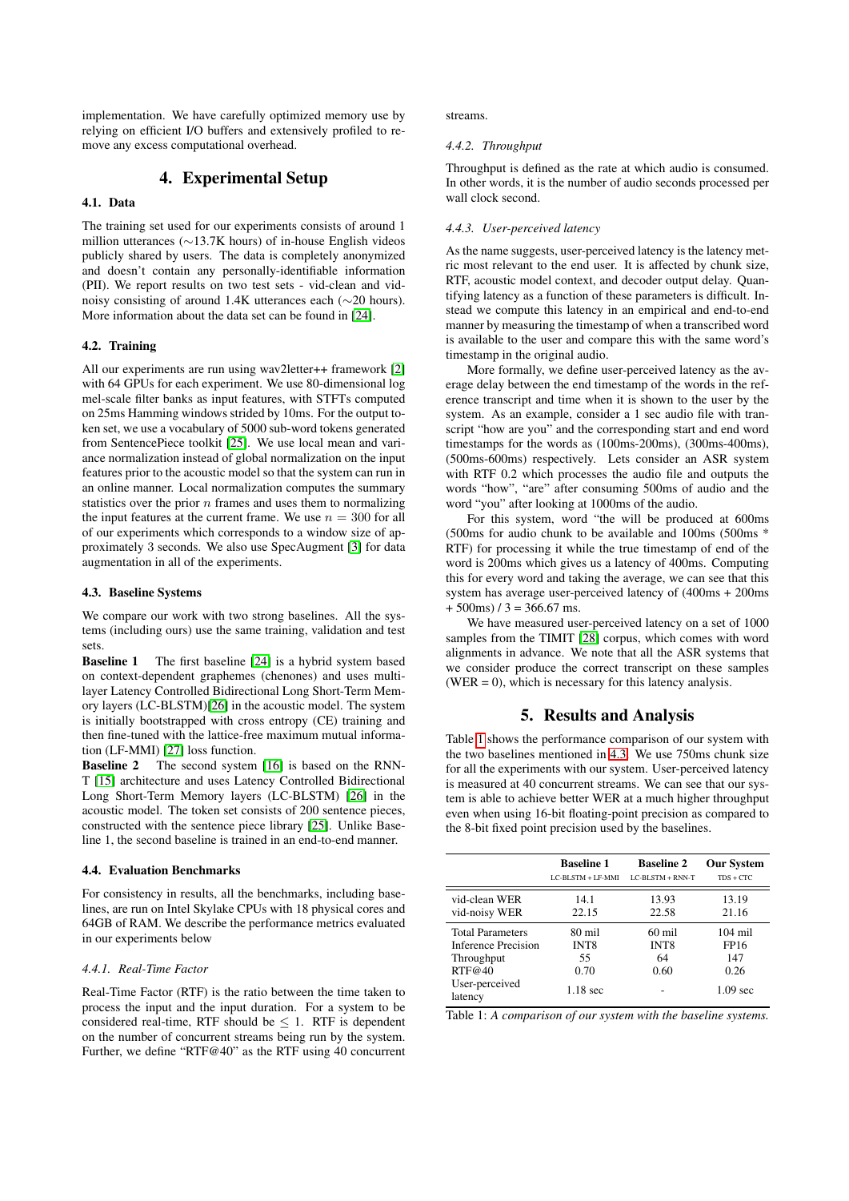implementation. We have carefully optimized memory use by relying on efficient I/O buffers and extensively profiled to remove any excess computational overhead.

# 4. Experimental Setup

## 4.1. Data

The training set used for our experiments consists of around 1 million utterances (∼13.7K hours) of in-house English videos publicly shared by users. The data is completely anonymized and doesn't contain any personally-identifiable information (PII). We report results on two test sets - vid-clean and vid-noisy consisting of around 1.4K utterances each (∼20 hours). More information about the data set can be found in [24].

## 4.2. Training

All our experiments are run using wav2letter++ framework [2] with 64 GPUs for each experiment. We use 80-dimensional log mel-scale filter banks as input features, with STFTs computed on 25ms Hamming windows strided by 10ms. For the output token set, we use a vocabulary of 5000 sub-word tokens generated from SentencePiece toolkit [25]. We use local mean and variance normalization instead of global normalization on the input features prior to the acoustic model so that the system can run in an online manner. Local normalization computes the summary statistics over the prior $n$ frames and uses them to normalizing the input features at the current frame. We use $n = 300$ for all of our experiments which corresponds to a window size of approximately 3 seconds. We also use SpecAugment [3] for data augmentation in all of the experiments.

## 4.3. Baseline Systems

We compare our work with two strong baselines. All the systems (including ours) use the same training, validation and test sets.

**Baseline 1** The first baseline [24] is a hybrid system based on context-dependent graphemes (chenones) and uses multi-layer Latency Controlled Bidirectional Long Short-Term Memory layers (LC-BLSTM)[26] in the acoustic model. The system is initially bootstrapped with cross entropy (CE) training and then fine-tuned with the lattice-free maximum mutual information (LF-MMI) [27] loss function.

**Baseline 2** The second system [16] is based on the RNN-T [15] architecture and uses Latency Controlled Bidirectional Long Short-Term Memory layers (LC-BLSTM) [26] in the acoustic model. The token set consists of 200 sentence pieces, constructed with the sentence piece library [25]. Unlike Baseline 1, the second baseline is trained in an end-to-end manner.

## 4.4. Evaluation Benchmarks

For consistency in results, all the benchmarks, including baselines, are run on Intel Skylake CPUs with 18 physical cores and 64GB of RAM. We describe the performance metrics evaluated in our experiments below

### *4.4.1. Real-Time Factor*

Real-Time Factor (RTF) is the ratio between the time taken to process the input and the input duration. For a system to be considered real-time, RTF should be $\leq 1$. RTF is dependent on the number of concurrent streams being run by the system. Further, we define "RTF@40" as the RTF using 40 concurrent streams.

### *4.4.2. Throughput*

Throughput is defined as the rate at which audio is consumed. In other words, it is the number of audio seconds processed per wall clock second.

### *4.4.3. User-perceived latency*

As the name suggests, user-perceived latency is the latency metric most relevant to the end user. It is affected by chunk size, RTF, acoustic model context, and decoder output delay. Quantifying latency as a function of these parameters is difficult. Instead we compute this latency in an empirical and end-to-end manner by measuring the timestamp of when a transcribed word is available to the user and compare this with the same word's timestamp in the original audio.

More formally, we define user-perceived latency as the average delay between the end timestamp of the words in the reference transcript and time when it is shown to the user by the system. As an example, consider a 1 sec audio file with transcript "how are you" and the corresponding start and end word timestamps for the words as (100ms-200ms), (300ms-400ms), (500ms-600ms) respectively. Lets consider an ASR system with RTF 0.2 which processes the audio file and outputs the words "how", "are" after consuming 500ms of audio and the word "you" after looking at 1000ms of the audio.

For this system, word "the will be produced at 600ms (500ms for audio chunk to be available and 100ms (500ms * RTF) for processing it while the true timestamp of end of the word is 200ms which gives us a latency of 400ms. Computing this for every word and taking the average, we can see that this system has average user-perceived latency of (400ms + 200ms + 500ms) / 3 = 366.67 ms.

We have measured user-perceived latency on a set of 1000 samples from the TIMIT [28] corpus, which comes with word alignments in advance. We note that all the ASR systems that we consider produce the correct transcript on these samples (WER = 0), which is necessary for this latency analysis.

# 5. Results and Analysis

Table 1 shows the performance comparison of our system with the two baselines mentioned in 4.3. We use 750ms chunk size for all the experiments with our system. User-perceived latency is measured at 40 concurrent streams. We can see that our system is able to achieve better WER at a much higher throughput even when using 16-bit floating-point precision as compared to the 8-bit fixed point precision used by the baselines.

| | **Baseline 1** LC-BLSTM + LF-MMI | **Baseline 2** LC-BLSTM + RNN-T | **Our System** TDS + CTC |
|---|---|---|---|
| vid-clean WER | 14.1 | 13.93 | 13.19 |
| vid-noisy WER | 22.15 | 22.58 | 21.16 |
| Total Parameters | 80 mil | 60 mil | 104 mil |
| Inference Precision | INT8 | INT8 | FP16 |
| Throughput | 55 | 64 | 147 |
| RTF@40 | 0.70 | 0.60 | 0.26 |
| User-perceived latency | 1.18 sec | - | 1.09 sec |

Table 1: *A comparison of our system with the baseline systems.*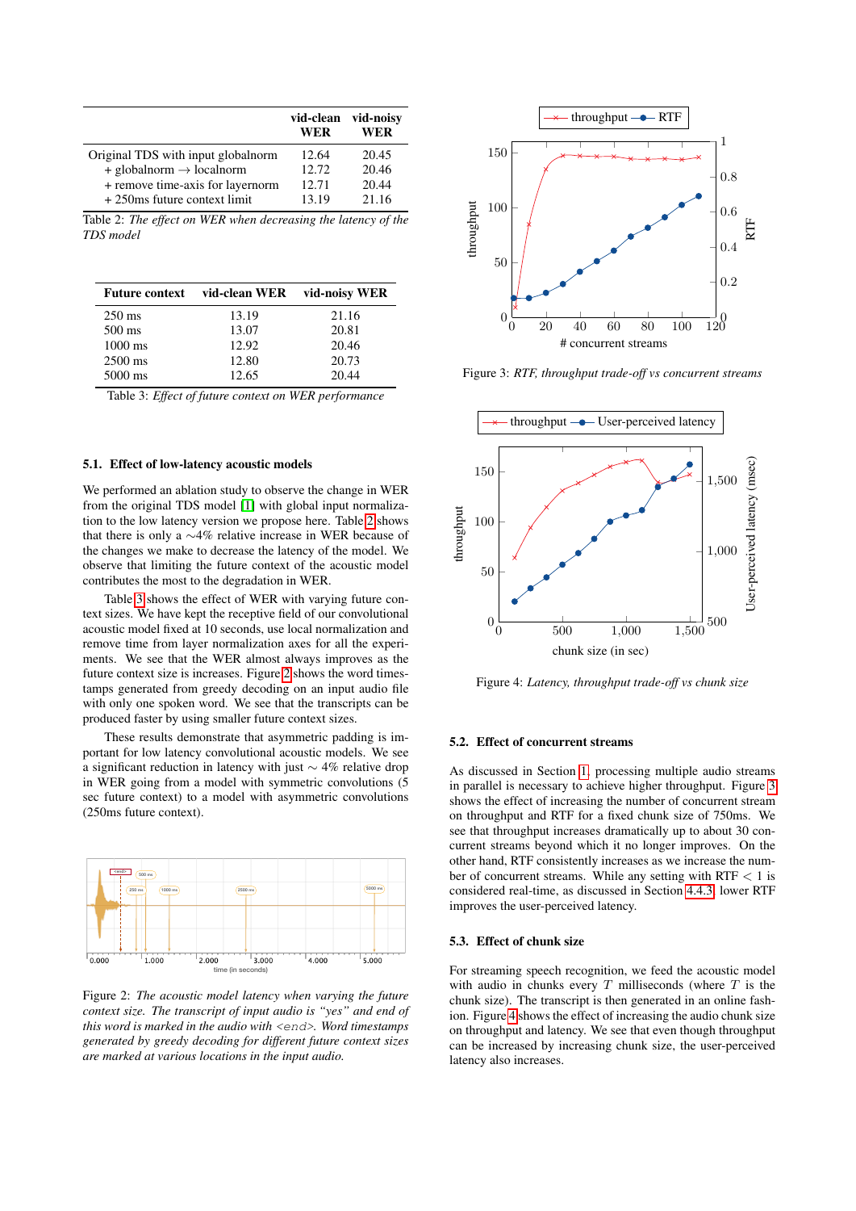| | vid-clean WER | vid-noisy WER |
|---|---|---|
| Original TDS with input globalnorm | 12.64 | 20.45 |
| + globalnorm → localnorm | 12.72 | 20.46 |
| + remove time-axis for layernorm | 12.71 | 20.44 |
| + 250ms future context limit | 13.19 | 21.16 |

Table 2: *The effect on WER when decreasing the latency of the TDS model*

| Future context | vid-clean WER | vid-noisy WER |
|---|---|---|
| 250 ms | 13.19 | 21.16 |
| 500 ms | 13.07 | 20.81 |
| 1000 ms | 12.92 | 20.46 |
| 2500 ms | 12.80 | 20.73 |
| 5000 ms | 12.65 | 20.44 |

Table 3: *Effect of future context on WER performance*

### 5.1. Effect of low-latency acoustic models

We performed an ablation study to observe the change in WER from the original TDS model [1] with global input normalization to the low latency version we propose here. Table 2 shows that there is only a ∼4% relative increase in WER because of the changes we make to decrease the latency of the model. We observe that limiting the future context of the acoustic model contributes the most to the degradation in WER.

Table 3 shows the effect of WER with varying future context sizes. We have kept the receptive field of our convolutional acoustic model fixed at 10 seconds, use local normalization and remove time from layer normalization axes for all the experiments. We see that the WER almost always improves as the future context size is increases. Figure 2 shows the word timestamps generated from greedy decoding on an input audio file with only one spoken word. We see that the transcripts can be produced faster by using smaller future context sizes.

These results demonstrate that asymmetric padding is important for low latency convolutional acoustic models. We see a significant reduction in latency with just ∼ 4% relative drop in WER going from a model with symmetric convolutions (5 sec future context) to a model with asymmetric convolutions (250ms future context).

Figure 2: *The acoustic model latency when varying the future context size. The transcript of input audio is "yes" and end of this word is marked in the audio with <end>. Word timestamps generated by greedy decoding for different future context sizes are marked at various locations in the input audio.*

Figure 3: *RTF, throughput trade-off vs concurrent streams*

Figure 4: *Latency, throughput trade-off vs chunk size*

### 5.2. Effect of concurrent streams

As discussed in Section 1, processing multiple audio streams in parallel is necessary to achieve higher throughput. Figure 3 shows the effect of increasing the number of concurrent stream on throughput and RTF for a fixed chunk size of 750ms. We see that throughput increases dramatically up to about 30 concurrent streams beyond which it no longer improves. On the other hand, RTF consistently increases as we increase the number of concurrent streams. While any setting with RTF $< 1$ is considered real-time, as discussed in Section 4.4.3, lower RTF improves the user-perceived latency.

### 5.3. Effect of chunk size

For streaming speech recognition, we feed the acoustic model with audio in chunks every $T$ milliseconds (where $T$ is the chunk size). The transcript is then generated in an online fashion. Figure 4 shows the effect of increasing the audio chunk size on throughput and latency. We see that even though throughput can be increased by increasing chunk size, the user-perceived latency also increases.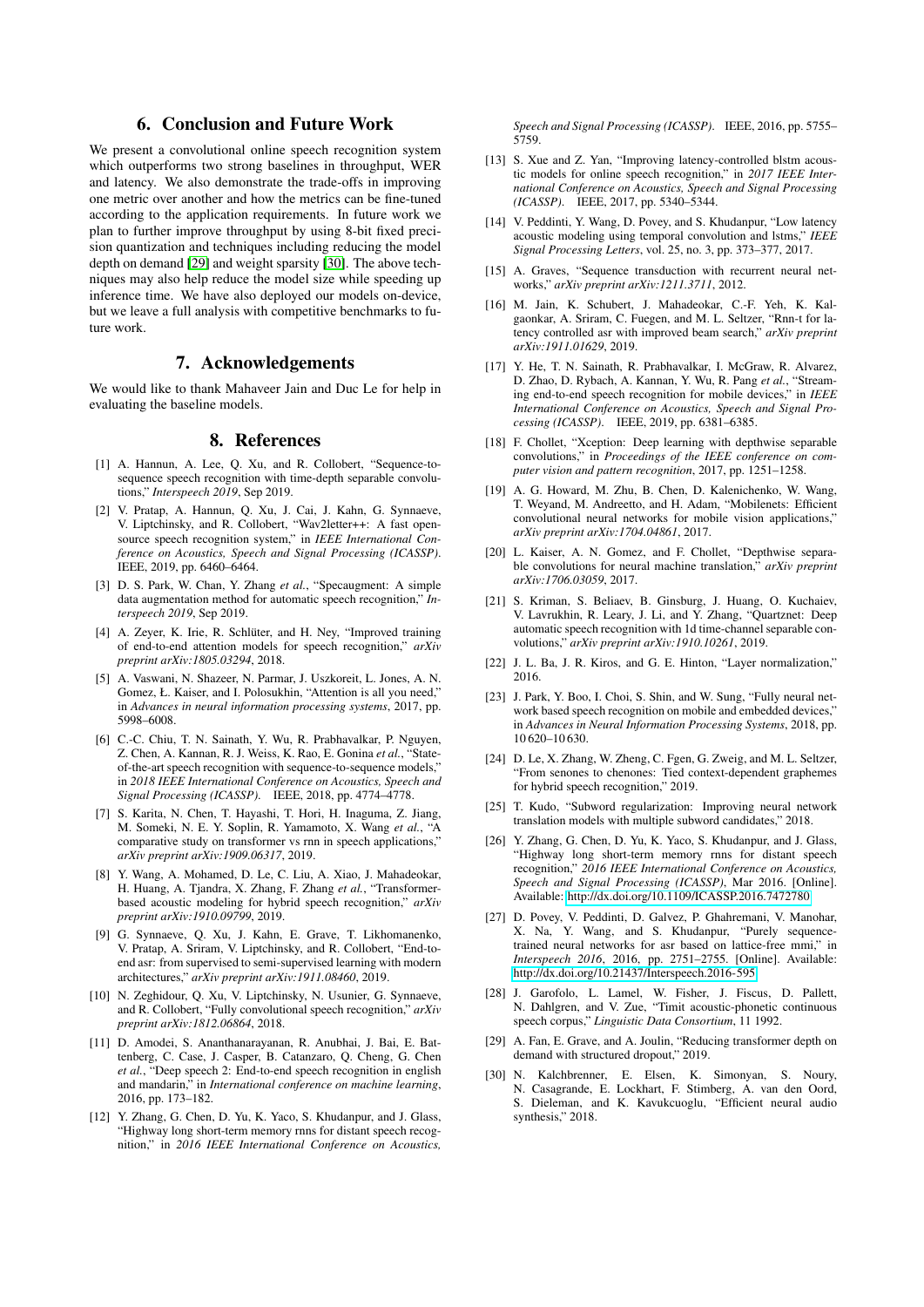## 6. Conclusion and Future Work

We present a convolutional online speech recognition system which outperforms two strong baselines in throughput, WER and latency. We also demonstrate the trade-offs in improving one metric over another and how the metrics can be fine-tuned according to the application requirements. In future work we plan to further improve throughput by using 8-bit fixed precision quantization and techniques including reducing the model depth on demand [29] and weight sparsity [30]. The above techniques may also help reduce the model size while speeding up inference time. We have also deployed our models on-device, but we leave a full analysis with competitive benchmarks to future work.

## 7. Acknowledgements

We would like to thank Mahaveer Jain and Duc Le for help in evaluating the baseline models.

## 8. References

[1] A. Hannun, A. Lee, Q. Xu, and R. Collobert, "Sequence-to-sequence speech recognition with time-depth separable convolutions," *Interspeech 2019*, Sep 2019.

[2] V. Pratap, A. Hannun, Q. Xu, J. Cai, J. Kahn, G. Synnaeve, V. Liptchinsky, and R. Collobert, "Wav2letter++: A fast open-source speech recognition system," in *IEEE International Conference on Acoustics, Speech and Signal Processing (ICASSP)*. IEEE, 2019, pp. 6460–6464.

[3] D. S. Park, W. Chan, Y. Zhang *et al.*, "Specaugment: A simple data augmentation method for automatic speech recognition," *Interspeech 2019*, Sep 2019.

[4] A. Zeyer, K. Irie, R. Schlüter, and H. Ney, "Improved training of end-to-end attention models for speech recognition," *arXiv preprint arXiv:1805.03294*, 2018.

[5] A. Vaswani, N. Shazeer, N. Parmar, J. Uszkoreit, L. Jones, A. N. Gomez, Ł. Kaiser, and I. Polosukhin, "Attention is all you need," in *Advances in neural information processing systems*, 2017, pp. 5998–6008.

[6] C.-C. Chiu, T. N. Sainath, Y. Wu, R. Prabhavalkar, P. Nguyen, Z. Chen, A. Kannan, R. J. Weiss, K. Rao, E. Gonina *et al.*, "State-of-the-art speech recognition with sequence-to-sequence models," in *2018 IEEE International Conference on Acoustics, Speech and Signal Processing (ICASSP)*. IEEE, 2018, pp. 4774–4778.

[7] S. Karita, N. Chen, T. Hayashi, T. Hori, H. Inaguma, Z. Jiang, M. Someki, N. E. Y. Soplin, R. Yamamoto, X. Wang *et al.*, "A comparative study on transformer vs rnn in speech applications," *arXiv preprint arXiv:1909.06317*, 2019.

[8] Y. Wang, A. Mohamed, D. Le, C. Liu, A. Xiao, J. Mahadeokar, H. Huang, A. Tjandra, X. Zhang, F. Zhang *et al.*, "Transformer-based acoustic modeling for hybrid speech recognition," *arXiv preprint arXiv:1910.09799*, 2019.

[9] G. Synnaeve, Q. Xu, J. Kahn, E. Grave, T. Likhomanenko, V. Pratap, A. Sriram, V. Liptchinsky, and R. Collobert, "End-to-end asr: from supervised to semi-supervised learning with modern architectures," *arXiv preprint arXiv:1911.08460*, 2019.

[10] N. Zeghidour, Q. Xu, V. Liptchinsky, N. Usunier, G. Synnaeve, and R. Collobert, "Fully convolutional speech recognition," *arXiv preprint arXiv:1812.06864*, 2018.

[11] D. Amodei, S. Ananthanarayanan, R. Anubhai, J. Bai, E. Battenberg, C. Case, J. Casper, B. Catanzaro, Q. Cheng, G. Chen *et al.*, "Deep speech 2: End-to-end speech recognition in english and mandarin," in *International conference on machine learning*, 2016, pp. 173–182.

[12] Y. Zhang, G. Chen, D. Yu, K. Yaco, S. Khudanpur, and J. Glass, "Highway long short-term memory rnns for distant speech recognition," in *2016 IEEE International Conference on Acoustics, Speech and Signal Processing (ICASSP)*. IEEE, 2016, pp. 5755–5759.

[13] S. Xue and Z. Yan, "Improving latency-controlled blstm acoustic models for online speech recognition," in *2017 IEEE International Conference on Acoustics, Speech and Signal Processing (ICASSP)*. IEEE, 2017, pp. 5340–5344.

[14] V. Peddinti, Y. Wang, D. Povey, and S. Khudanpur, "Low latency acoustic modeling using temporal convolution and lstms," *IEEE Signal Processing Letters*, vol. 25, no. 3, pp. 373–377, 2017.

[15] A. Graves, "Sequence transduction with recurrent neural networks," *arXiv preprint arXiv:1211.3711*, 2012.

[16] M. Jain, K. Schubert, J. Mahadeokar, C.-F. Yeh, K. Kalgaonkar, A. Sriram, C. Fuegen, and M. L. Seltzer, "Rnn-t for latency controlled asr with improved beam search," *arXiv preprint arXiv:1911.01629*, 2019.

[17] Y. He, T. N. Sainath, R. Prabhavalkar, I. McGraw, R. Alvarez, D. Zhao, D. Rybach, A. Kannan, Y. Wu, R. Pang *et al.*, "Streaming end-to-end speech recognition for mobile devices," in *IEEE International Conference on Acoustics, Speech and Signal Processing (ICASSP)*. IEEE, 2019, pp. 6381–6385.

[18] F. Chollet, "Xception: Deep learning with depthwise separable convolutions," in *Proceedings of the IEEE conference on computer vision and pattern recognition*, 2017, pp. 1251–1258.

[19] A. G. Howard, M. Zhu, B. Chen, D. Kalenichenko, W. Wang, T. Weyand, M. Andreetto, and H. Adam, "Mobilenets: Efficient convolutional neural networks for mobile vision applications," *arXiv preprint arXiv:1704.04861*, 2017.

[20] L. Kaiser, A. N. Gomez, and F. Chollet, "Depthwise separable convolutions for neural machine translation," *arXiv preprint arXiv:1706.03059*, 2017.

[21] S. Kriman, S. Beliaev, B. Ginsburg, J. Huang, O. Kuchaiev, V. Lavrukhin, R. Leary, J. Li, and Y. Zhang, "Quartznet: Deep automatic speech recognition with 1d time-channel separable convolutions," *arXiv preprint arXiv:1910.10261*, 2019.

[22] J. L. Ba, J. R. Kiros, and G. E. Hinton, "Layer normalization," 2016.

[23] J. Park, Y. Boo, I. Choi, S. Shin, and W. Sung, "Fully neural network based speech recognition on mobile and embedded devices," in *Advances in Neural Information Processing Systems*, 2018, pp. 10 620–10 630.

[24] D. Le, X. Zhang, W. Zheng, C. Fgen, G. Zweig, and M. L. Seltzer, "From senones to chenones: Tied context-dependent graphemes for hybrid speech recognition," 2019.

[25] T. Kudo, "Subword regularization: Improving neural network translation models with multiple subword candidates," 2018.

[26] Y. Zhang, G. Chen, D. Yu, K. Yaco, S. Khudanpur, and J. Glass, "Highway long short-term memory rnns for distant speech recognition," *2016 IEEE International Conference on Acoustics, Speech and Signal Processing (ICASSP)*, Mar 2016. [Online]. Available: http://dx.doi.org/10.1109/ICASSP.2016.7472780

[27] D. Povey, V. Peddinti, D. Galvez, P. Ghahremani, V. Manohar, X. Na, Y. Wang, and S. Khudanpur, "Purely sequence-trained neural networks for asr based on lattice-free mmi," in *Interspeech 2016*, 2016, pp. 2751–2755. [Online]. Available: http://dx.doi.org/10.21437/Interspeech.2016-595

[28] J. Garofolo, L. Lamel, W. Fisher, J. Fiscus, D. Pallett, N. Dahlgren, and V. Zue, "Timit acoustic-phonetic continuous speech corpus," *Linguistic Data Consortium*, 11 1992.

[29] A. Fan, E. Grave, and A. Joulin, "Reducing transformer depth on demand with structured dropout," 2019.

[30] N. Kalchbrenner, E. Elsen, K. Simonyan, S. Noury, N. Casagrande, E. Lockhart, F. Stimberg, A. van den Oord, S. Dieleman, and K. Kavukcuoglu, "Efficient neural audio synthesis," 2018.